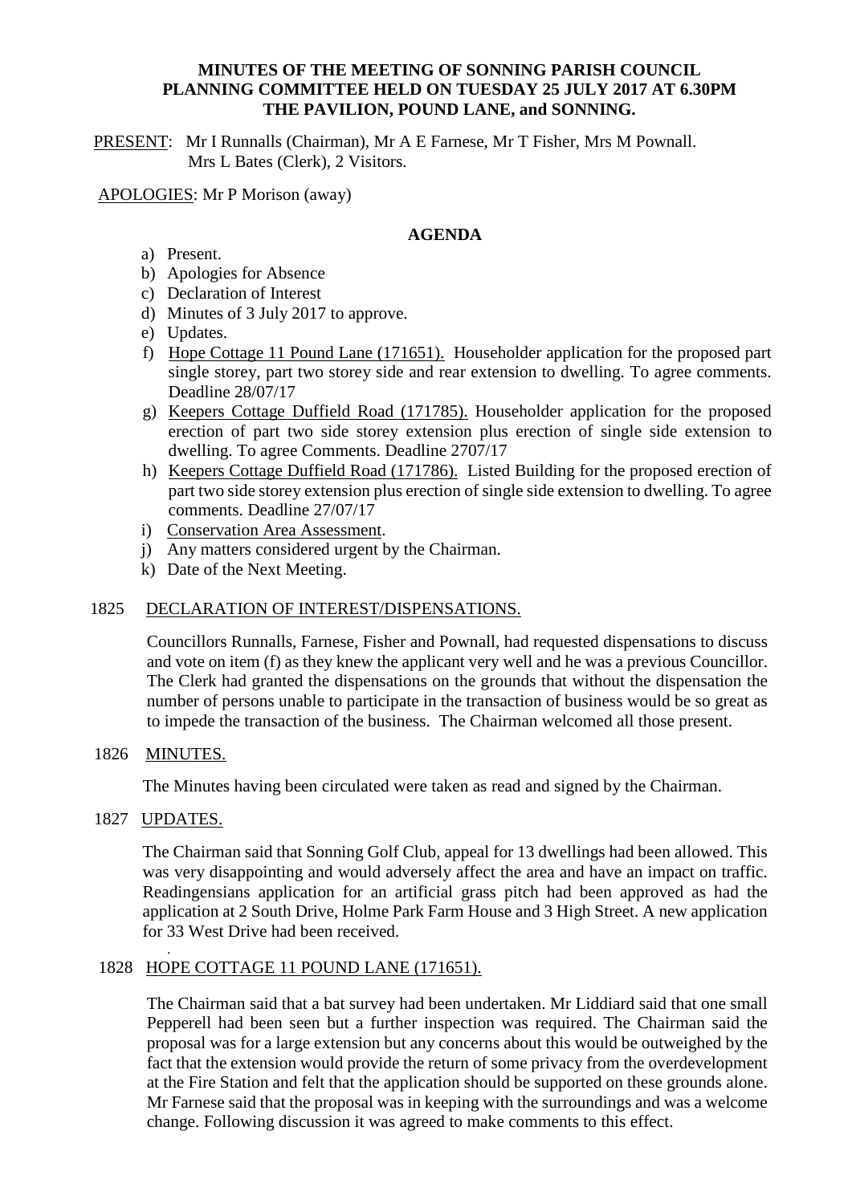**MINUTES OF THE MEETING OF SONNING PARISH COUNCIL PLANNING COMMITTEE HELD ON TUESDAY 25 JULY 2017 AT 6.30PM THE PAVILION, POUND LANE, and SONNING.**

PRESENT: Mr I Runnalls (Chairman), Mr A E Farnese, Mr T Fisher, Mrs M Pownall. Mrs L Bates (Clerk), 2 Visitors.

APOLOGIES: Mr P Morison (away)

## AGENDA

a) Present.
b) Apologies for Absence
c) Declaration of Interest
d) Minutes of 3 July 2017 to approve.
e) Updates.
f) Hope Cottage 11 Pound Lane (171651). Householder application for the proposed part single storey, part two storey side and rear extension to dwelling. To agree comments. Deadline 28/07/17
g) Keepers Cottage Duffield Road (171785). Householder application for the proposed erection of part two side storey extension plus erection of single side extension to dwelling. To agree Comments. Deadline 2707/17
h) Keepers Cottage Duffield Road (171786). Listed Building for the proposed erection of part two side storey extension plus erection of single side extension to dwelling. To agree comments. Deadline 27/07/17
i) Conservation Area Assessment.
j) Any matters considered urgent by the Chairman.
k) Date of the Next Meeting.

1825 DECLARATION OF INTEREST/DISPENSATIONS.

Councillors Runnalls, Farnese, Fisher and Pownall, had requested dispensations to discuss and vote on item (f) as they knew the applicant very well and he was a previous Councillor. The Clerk had granted the dispensations on the grounds that without the dispensation the number of persons unable to participate in the transaction of business would be so great as to impede the transaction of the business. The Chairman welcomed all those present.

1826 MINUTES.

The Minutes having been circulated were taken as read and signed by the Chairman.

1827 UPDATES.

The Chairman said that Sonning Golf Club, appeal for 13 dwellings had been allowed. This was very disappointing and would adversely affect the area and have an impact on traffic. Readingensians application for an artificial grass pitch had been approved as had the application at 2 South Drive, Holme Park Farm House and 3 High Street. A new application for 33 West Drive had been received.

1828 HOPE COTTAGE 11 POUND LANE (171651).

The Chairman said that a bat survey had been undertaken. Mr Liddiard said that one small Pepperell had been seen but a further inspection was required. The Chairman said the proposal was for a large extension but any concerns about this would be outweighed by the fact that the extension would provide the return of some privacy from the overdevelopment at the Fire Station and felt that the application should be supported on these grounds alone. Mr Farnese said that the proposal was in keeping with the surroundings and was a welcome change. Following discussion it was agreed to make comments to this effect.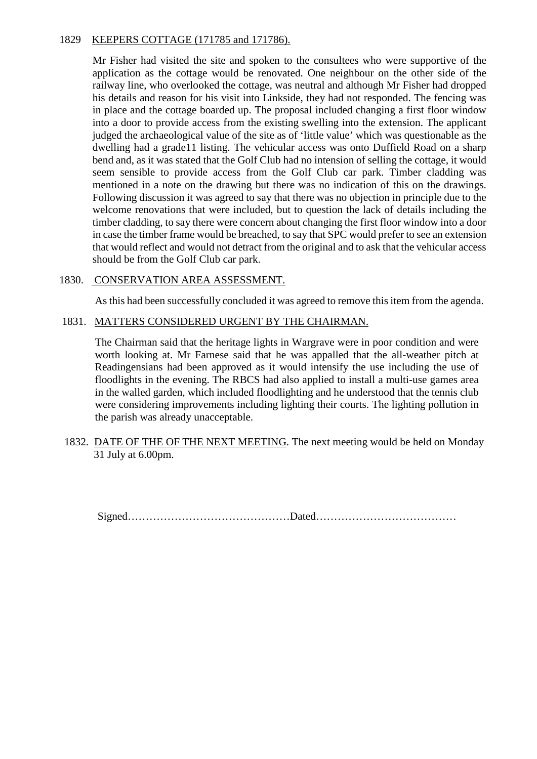1829 KEEPERS COTTAGE (171785 and 171786).

Mr Fisher had visited the site and spoken to the consultees who were supportive of the application as the cottage would be renovated. One neighbour on the other side of the railway line, who overlooked the cottage, was neutral and although Mr Fisher had dropped his details and reason for his visit into Linkside, they had not responded. The fencing was in place and the cottage boarded up. The proposal included changing a first floor window into a door to provide access from the existing swelling into the extension. The applicant judged the archaeological value of the site as of 'little value' which was questionable as the dwelling had a grade11 listing. The vehicular access was onto Duffield Road on a sharp bend and, as it was stated that the Golf Club had no intension of selling the cottage, it would seem sensible to provide access from the Golf Club car park. Timber cladding was mentioned in a note on the drawing but there was no indication of this on the drawings. Following discussion it was agreed to say that there was no objection in principle due to the welcome renovations that were included, but to question the lack of details including the timber cladding, to say there were concern about changing the first floor window into a door in case the timber frame would be breached, to say that SPC would prefer to see an extension that would reflect and would not detract from the original and to ask that the vehicular access should be from the Golf Club car park.

1830. CONSERVATION AREA ASSESSMENT.

As this had been successfully concluded it was agreed to remove this item from the agenda.

1831. MATTERS CONSIDERED URGENT BY THE CHAIRMAN.

The Chairman said that the heritage lights in Wargrave were in poor condition and were worth looking at. Mr Farnese said that he was appalled that the all-weather pitch at Readingensians had been approved as it would intensify the use including the use of floodlights in the evening. The RBCS had also applied to install a multi-use games area in the walled garden, which included floodlighting and he understood that the tennis club were considering improvements including lighting their courts. The lighting pollution in the parish was already unacceptable.

1832. DATE OF THE OF THE NEXT MEETING. The next meeting would be held on Monday 31 July at 6.00pm.

Signed………………………………………Dated…………………………………